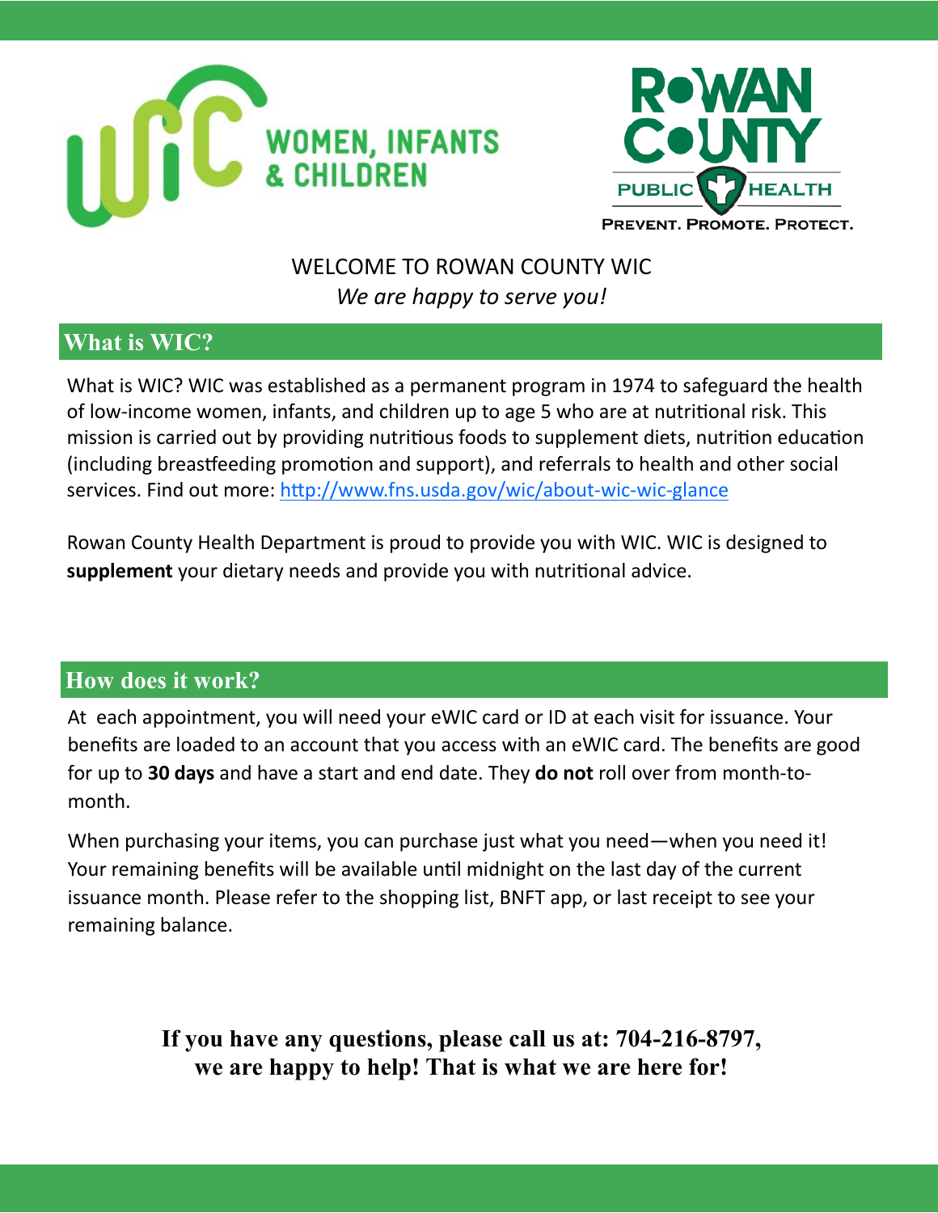WIC WOMEN, INFANTS & CHILDREN

ROWAN COUNTY PUBLIC HEALTH

PREVENT. PROMOTE. PROTECT.

WELCOME TO ROWAN COUNTY WIC

*We are happy to serve you!*

## What is WIC?

What is WIC? WIC was established as a permanent program in 1974 to safeguard the health of low-income women, infants, and children up to age 5 who are at nutritional risk. This mission is carried out by providing nutritious foods to supplement diets, nutrition education (including breastfeeding promotion and support), and referrals to health and other social services. Find out more: http://www.fns.usda.gov/wic/about-wic-wic-glance

Rowan County Health Department is proud to provide you with WIC. WIC is designed to **supplement** your dietary needs and provide you with nutritional advice.

## How does it work?

At each appointment, you will need your eWIC card or ID at each visit for issuance. Your benefits are loaded to an account that you access with an eWIC card. The benefits are good for up to **30 days** and have a start and end date. They **do not** roll over from month-to-month.

When purchasing your items, you can purchase just what you need—when you need it! Your remaining benefits will be available until midnight on the last day of the current issuance month. Please refer to the shopping list, BNFT app, or last receipt to see your remaining balance.

**If you have any questions, please call us at: 704-216-8797, we are happy to help! That is what we are here for!**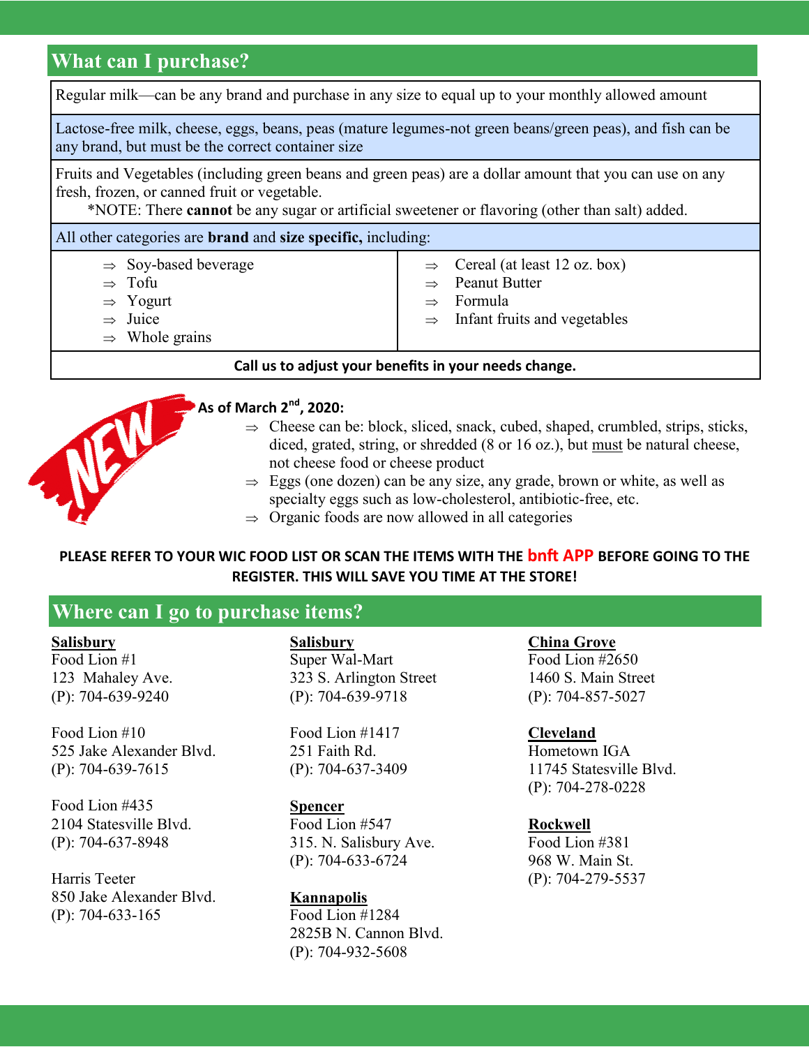## What can I purchase?

Regular milk—can be any brand and purchase in any size to equal up to your monthly allowed amount

Lactose-free milk, cheese, eggs, beans, peas (mature legumes-not green beans/green peas), and fish can be any brand, but must be the correct container size

Fruits and Vegetables (including green beans and green peas) are a dollar amount that you can use on any fresh, frozen, or canned fruit or vegetable.

*NOTE: There **cannot** be any sugar or artificial sweetener or flavoring (other than salt) added.

All other categories are **brand** and **size specific,** including:

- Soy-based beverage
- Tofu
- Yogurt
- Juice
- Whole grains
- Cereal (at least 12 oz. box)
- Peanut Butter
- Formula
- Infant fruits and vegetables

**Call us to adjust your benefits in your needs change.**

NEW

**As of March 2nd, 2020:**

- Cheese can be: block, sliced, snack, cubed, shaped, crumbled, strips, sticks, diced, grated, string, or shredded (8 or 16 oz.), but must be natural cheese, not cheese food or cheese product
- Eggs (one dozen) can be any size, any grade, brown or white, as well as specialty eggs such as low-cholesterol, antibiotic-free, etc.
- Organic foods are now allowed in all categories

**PLEASE REFER TO YOUR WIC FOOD LIST OR SCAN THE ITEMS WITH THE bnft APP BEFORE GOING TO THE REGISTER. THIS WILL SAVE YOU TIME AT THE STORE!**

## Where can I go to purchase items?

**Salisbury**
Food Lion #1
123 Mahaley Ave.
(P): 704-639-9240

Food Lion #10
525 Jake Alexander Blvd.
(P): 704-639-7615

Food Lion #435
2104 Statesville Blvd.
(P): 704-637-8948

Harris Teeter
850 Jake Alexander Blvd.
(P): 704-633-165

**Salisbury**
Super Wal-Mart
323 S. Arlington Street
(P): 704-639-9718

Food Lion #1417
251 Faith Rd.
(P): 704-637-3409

**Spencer**
Food Lion #547
315. N. Salisbury Ave.
(P): 704-633-6724

**Kannapolis**
Food Lion #1284
2825B N. Cannon Blvd.
(P): 704-932-5608

**China Grove**
Food Lion #2650
1460 S. Main Street
(P): 704-857-5027

**Cleveland**
Hometown IGA
11745 Statesville Blvd.
(P): 704-278-0228

**Rockwell**
Food Lion #381
968 W. Main St.
(P): 704-279-5537